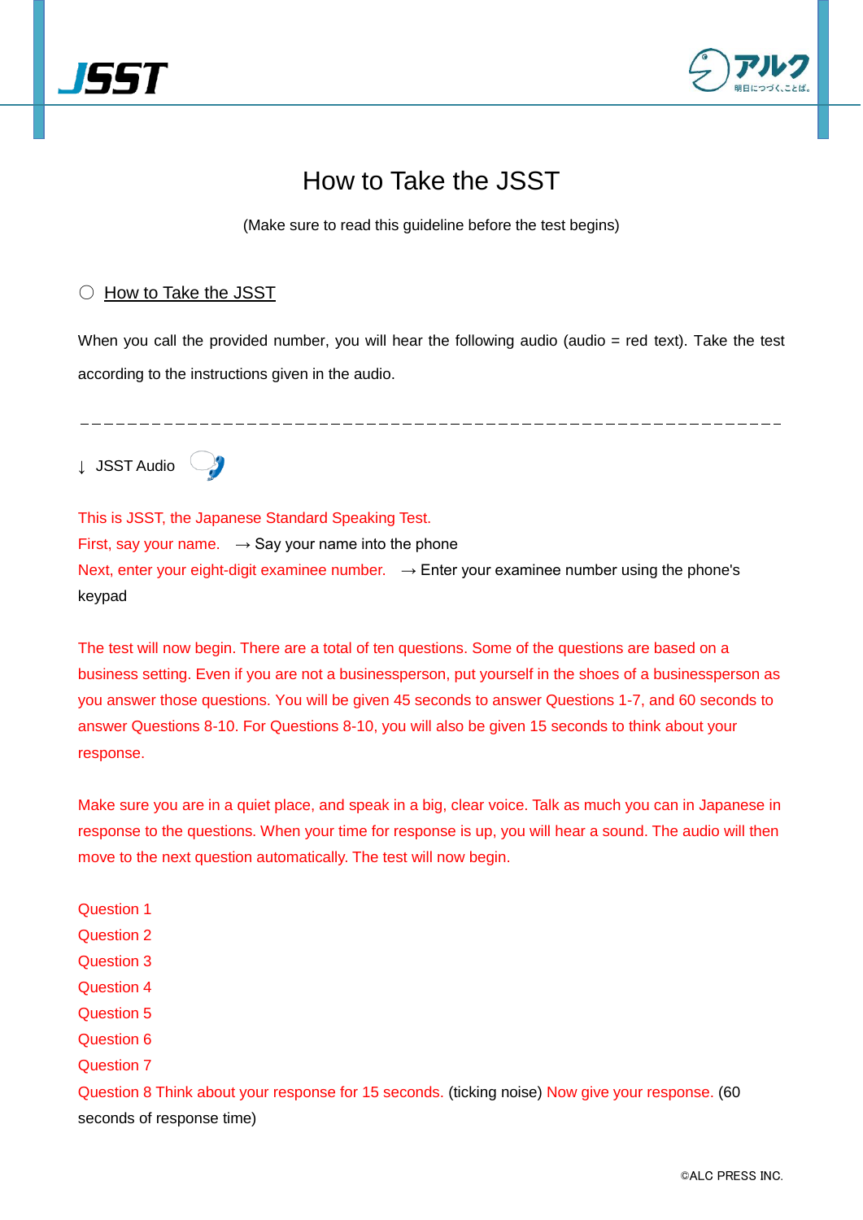# How to Take the JSST

(Make sure to read this guideline before the test begins)

○ How to Take the JSST

When you call the provided number, you will hear the following audio (audio = red text). Take the test according to the instructions given in the audio.

---

↓ JSST Audio

This is JSST, the Japanese Standard Speaking Test.
First, say your name. → Say your name into the phone
Next, enter your eight-digit examinee number. → Enter your examinee number using the phone's keypad

The test will now begin. There are a total of ten questions. Some of the questions are based on a business setting. Even if you are not a businessperson, put yourself in the shoes of a businessperson as you answer those questions. You will be given 45 seconds to answer Questions 1-7, and 60 seconds to answer Questions 8-10. For Questions 8-10, you will also be given 15 seconds to think about your response.

Make sure you are in a quiet place, and speak in a big, clear voice. Talk as much you can in Japanese in response to the questions. When your time for response is up, you will hear a sound. The audio will then move to the next question automatically. The test will now begin.

Question 1
Question 2
Question 3
Question 4
Question 5
Question 6
Question 7
Question 8 Think about your response for 15 seconds. (ticking noise) Now give your response. (60 seconds of response time)

©ALC PRESS INC.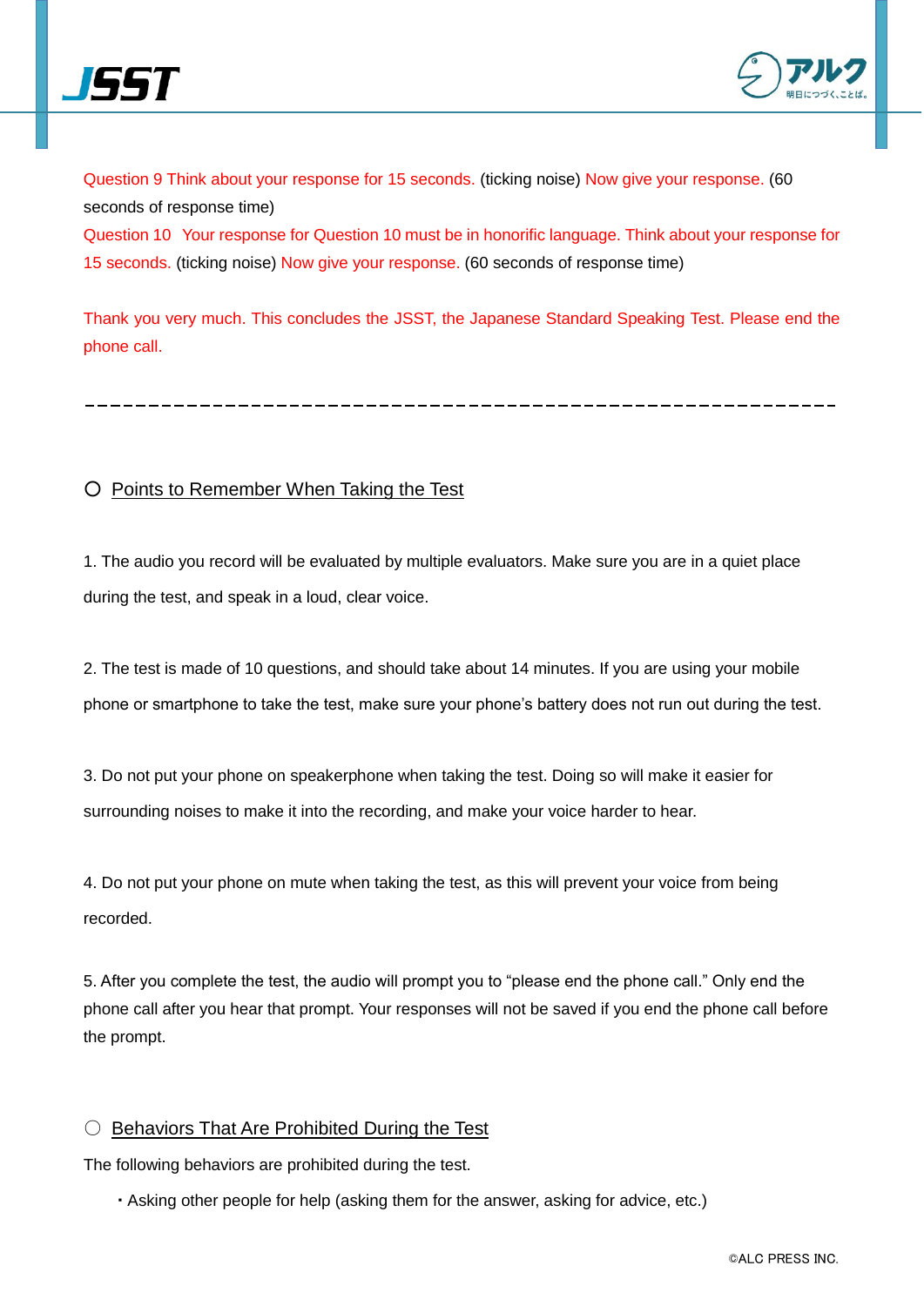Question 9 Think about your response for 15 seconds. (ticking noise) Now give your response. (60 seconds of response time)
Question 10 Your response for Question 10 must be in honorific language. Think about your response for 15 seconds. (ticking noise) Now give your response. (60 seconds of response time)

Thank you very much. This concludes the JSST, the Japanese Standard Speaking Test. Please end the phone call.

---

## 〇 Points to Remember When Taking the Test

1. The audio you record will be evaluated by multiple evaluators. Make sure you are in a quiet place during the test, and speak in a loud, clear voice.

2. The test is made of 10 questions, and should take about 14 minutes. If you are using your mobile phone or smartphone to take the test, make sure your phone's battery does not run out during the test.

3. Do not put your phone on speakerphone when taking the test. Doing so will make it easier for surrounding noises to make it into the recording, and make your voice harder to hear.

4. Do not put your phone on mute when taking the test, as this will prevent your voice from being recorded.

5. After you complete the test, the audio will prompt you to "please end the phone call." Only end the phone call after you hear that prompt. Your responses will not be saved if you end the phone call before the prompt.

## 〇 Behaviors That Are Prohibited During the Test

The following behaviors are prohibited during the test.

・Asking other people for help (asking them for the answer, asking for advice, etc.)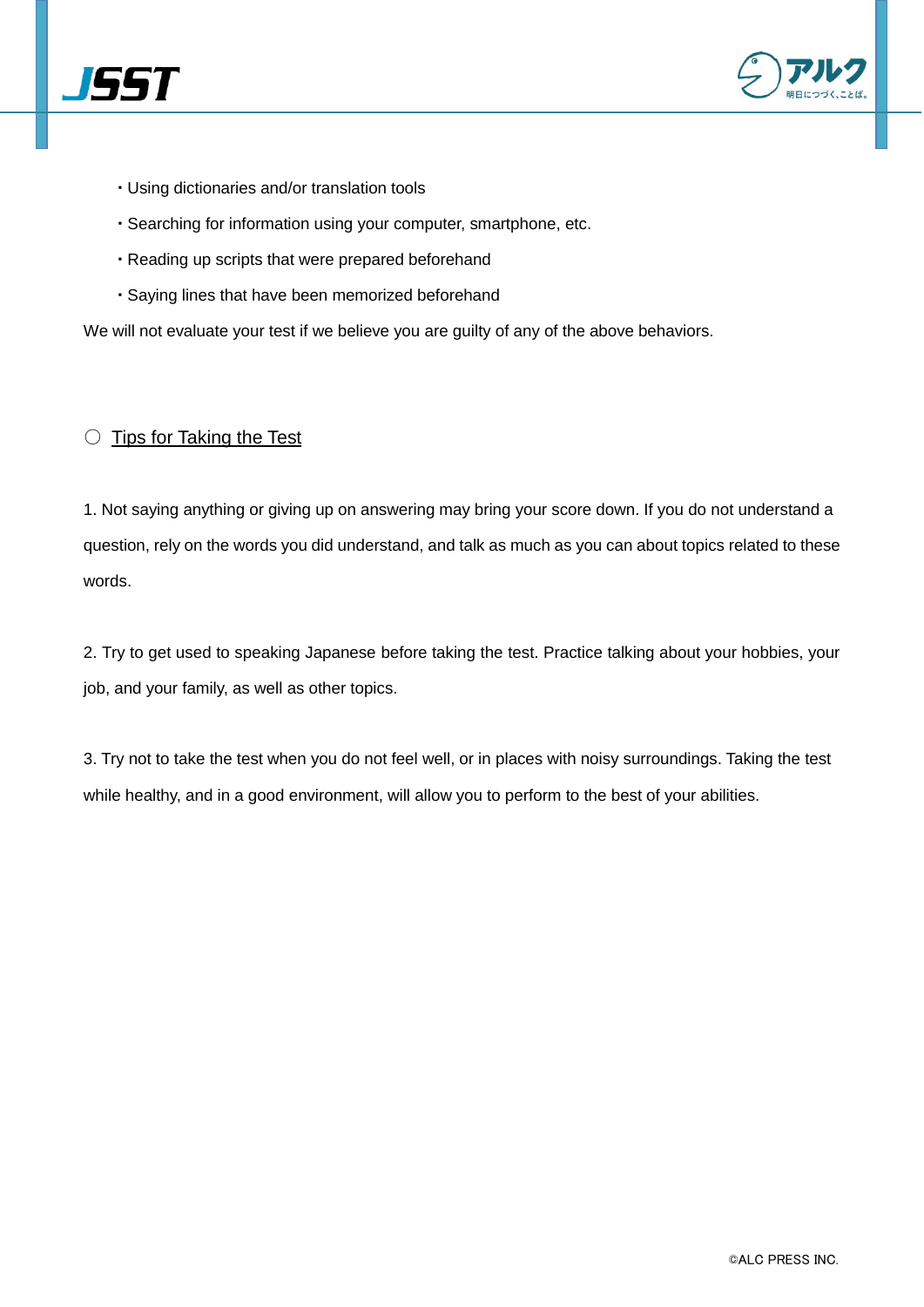・Using dictionaries and/or translation tools

・Searching for information using your computer, smartphone, etc.

・Reading up scripts that were prepared beforehand

・Saying lines that have been memorized beforehand

We will not evaluate your test if we believe you are guilty of any of the above behaviors.

## ○ Tips for Taking the Test

1. Not saying anything or giving up on answering may bring your score down. If you do not understand a question, rely on the words you did understand, and talk as much as you can about topics related to these words.

2. Try to get used to speaking Japanese before taking the test. Practice talking about your hobbies, your job, and your family, as well as other topics.

3. Try not to take the test when you do not feel well, or in places with noisy surroundings. Taking the test while healthy, and in a good environment, will allow you to perform to the best of your abilities.

©ALC PRESS INC.